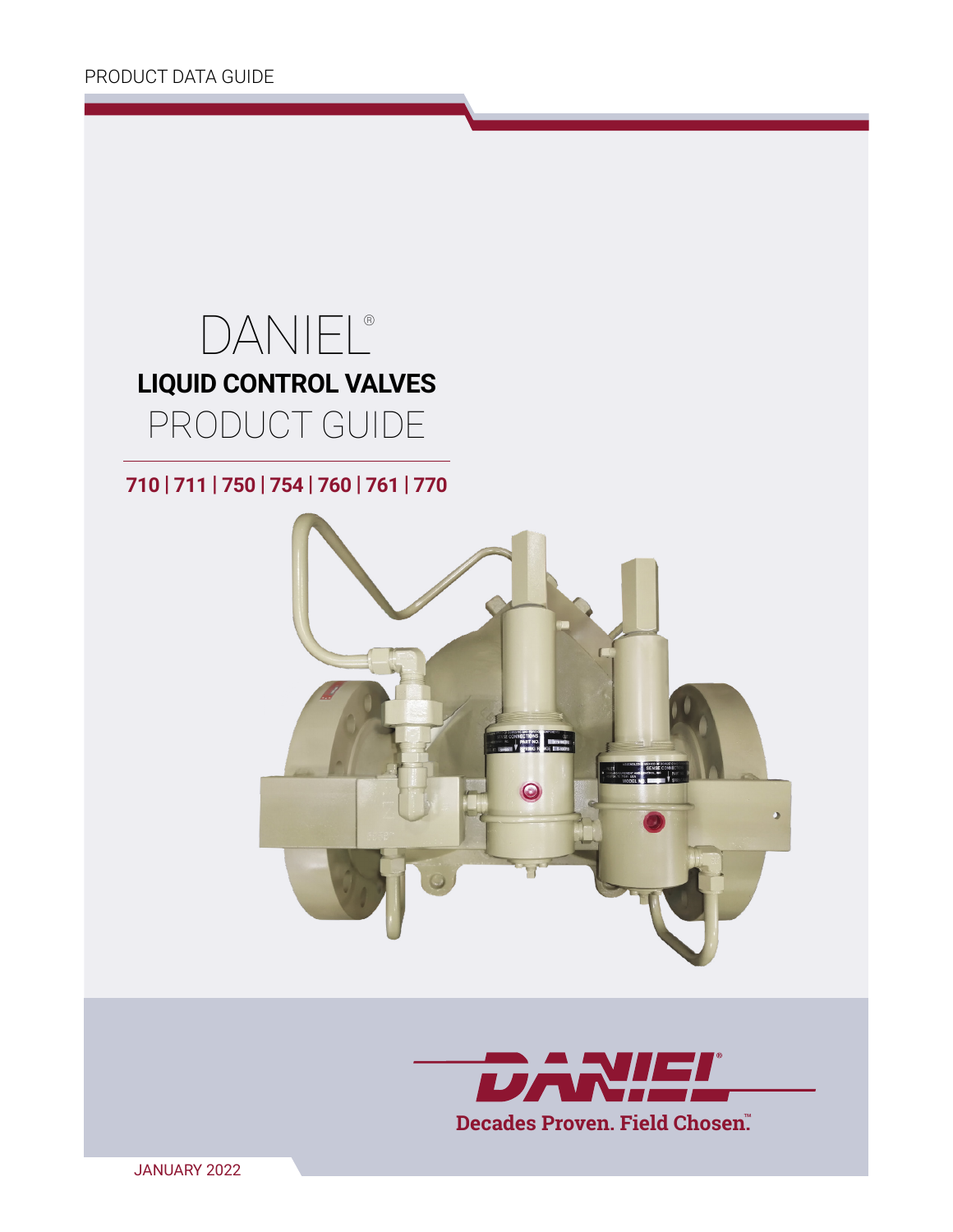PRODUCT DATA GUIDE

# DANIEL®

## LIQUID CONTROL VALVES

## PRODUCT GUIDE

**710 | 711 | 750 | 754 | 760 | 761 | 770**

Decades Proven. Field Chosen.™

JANUARY 2022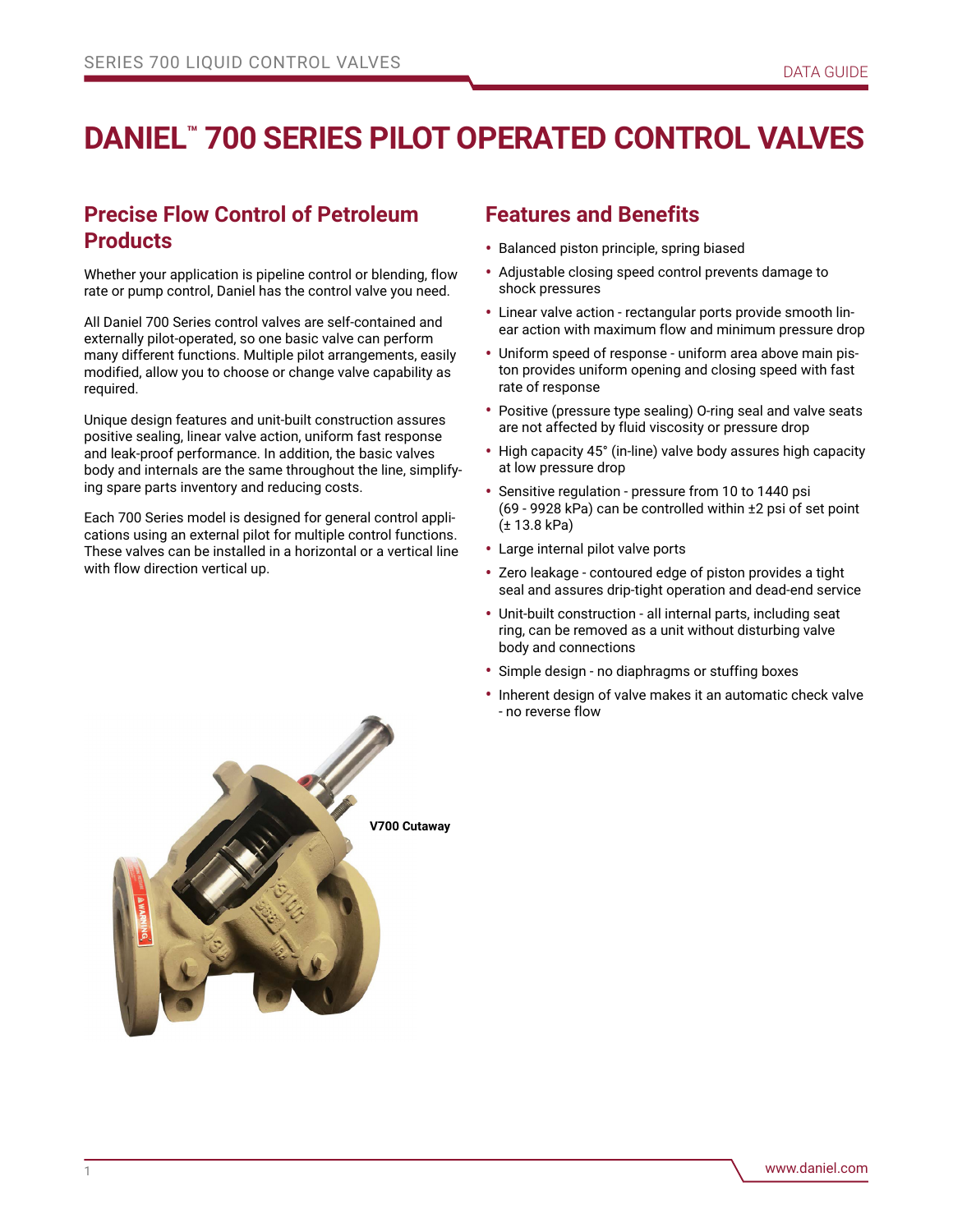# DANIEL™ 700 SERIES PILOT OPERATED CONTROL VALVES

## Precise Flow Control of Petroleum Products

Whether your application is pipeline control or blending, flow rate or pump control, Daniel has the control valve you need.

All Daniel 700 Series control valves are self-contained and externally pilot-operated, so one basic valve can perform many different functions. Multiple pilot arrangements, easily modified, allow you to choose or change valve capability as required.

Unique design features and unit-built construction assures positive sealing, linear valve action, uniform fast response and leak-proof performance. In addition, the basic valves body and internals are the same throughout the line, simplifying spare parts inventory and reducing costs.

Each 700 Series model is designed for general control applications using an external pilot for multiple control functions. These valves can be installed in a horizontal or a vertical line with flow direction vertical up.

V700 Cutaway

## Features and Benefits

- Balanced piston principle, spring biased
- Adjustable closing speed control prevents damage to shock pressures
- Linear valve action - rectangular ports provide smooth linear action with maximum flow and minimum pressure drop
- Uniform speed of response - uniform area above main piston provides uniform opening and closing speed with fast rate of response
- Positive (pressure type sealing) O-ring seal and valve seats are not affected by fluid viscosity or pressure drop
- High capacity 45° (in-line) valve body assures high capacity at low pressure drop
- Sensitive regulation - pressure from 10 to 1440 psi (69 - 9928 kPa) can be controlled within ±2 psi of set point (± 13.8 kPa)
- Large internal pilot valve ports
- Zero leakage - contoured edge of piston provides a tight seal and assures drip-tight operation and dead-end service
- Unit-built construction - all internal parts, including seat ring, can be removed as a unit without disturbing valve body and connections
- Simple design - no diaphragms or stuffing boxes
- Inherent design of valve makes it an automatic check valve - no reverse flow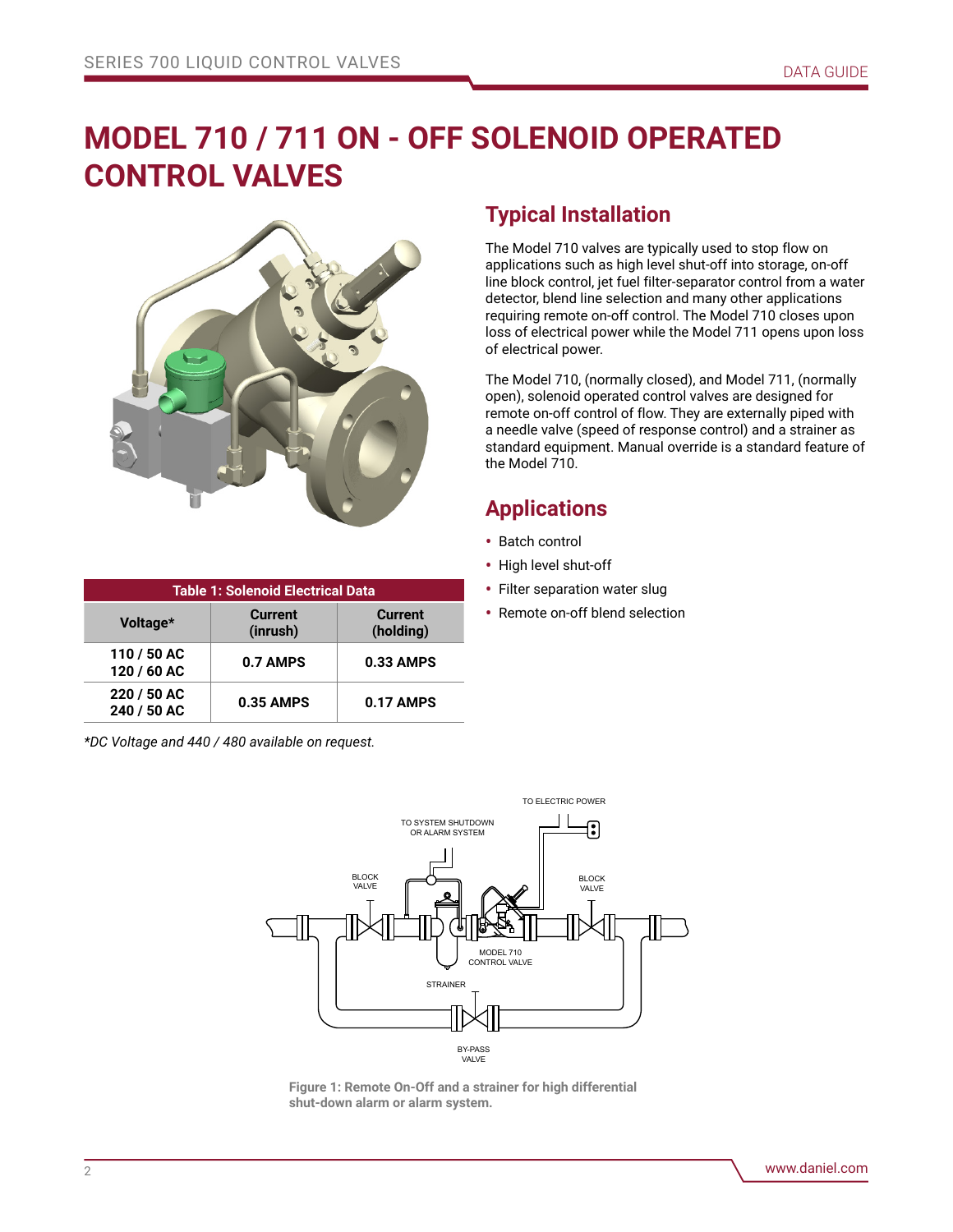# MODEL 710 / 711 ON - OFF SOLENOID OPERATED CONTROL VALVES

## Typical Installation

The Model 710 valves are typically used to stop flow on applications such as high level shut-off into storage, on-off line block control, jet fuel filter-separator control from a water detector, blend line selection and many other applications requiring remote on-off control. The Model 710 closes upon loss of electrical power while the Model 711 opens upon loss of electrical power.

The Model 710, (normally closed), and Model 711, (normally open), solenoid operated control valves are designed for remote on-off control of flow. They are externally piped with a needle valve (speed of response control) and a strainer as standard equipment. Manual override is a standard feature of the Model 710.

## Applications

- Batch control
- High level shut-off
- Filter separation water slug
- Remote on-off blend selection

**Table 1: Solenoid Electrical Data**

| Voltage* | Current (inrush) | Current (holding) |
|---|---|---|
| 110 / 50 AC<br>120 / 60 AC | 0.7 AMPS | 0.33 AMPS |
| 220 / 50 AC<br>240 / 50 AC | 0.35 AMPS | 0.17 AMPS |

*\*DC Voltage and 440 / 480 available on request.*

TO ELECTRIC POWER

TO SYSTEM SHUTDOWN OR ALARM SYSTEM

BLOCK VALVE

BLOCK VALVE

MODEL 710 CONTROL VALVE

STRAINER

BY-PASS VALVE

**Figure 1: Remote On-Off and a strainer for high differential shut-down alarm or alarm system.**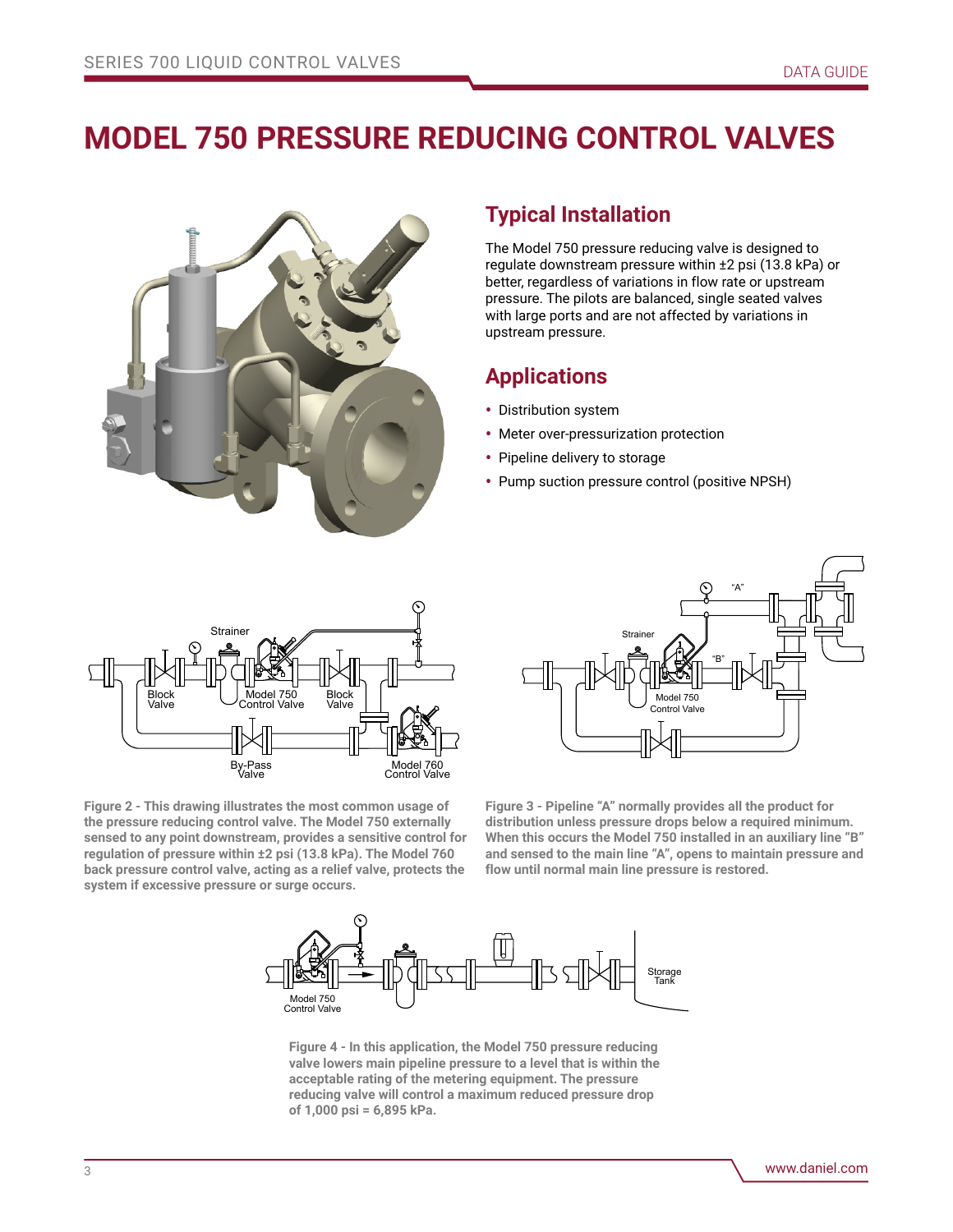# MODEL 750 PRESSURE REDUCING CONTROL VALVES

## Typical Installation

The Model 750 pressure reducing valve is designed to regulate downstream pressure within ±2 psi (13.8 kPa) or better, regardless of variations in flow rate or upstream pressure. The pilots are balanced, single seated valves with large ports and are not affected by variations in upstream pressure.

## Applications

- Distribution system
- Meter over-pressurization protection
- Pipeline delivery to storage
- Pump suction pressure control (positive NPSH)

**Figure 2 - This drawing illustrates the most common usage of the pressure reducing control valve. The Model 750 externally sensed to any point downstream, provides a sensitive control for regulation of pressure within ±2 psi (13.8 kPa). The Model 760 back pressure control valve, acting as a relief valve, protects the system if excessive pressure or surge occurs.**

**Figure 3 - Pipeline "A" normally provides all the product for distribution unless pressure drops below a required minimum. When this occurs the Model 750 installed in an auxiliary line "B" and sensed to the main line "A", opens to maintain pressure and flow until normal main line pressure is restored.**

**Figure 4 - In this application, the Model 750 pressure reducing valve lowers main pipeline pressure to a level that is within the acceptable rating of the metering equipment. The pressure reducing valve will control a maximum reduced pressure drop of 1,000 psi = 6,895 kPa.**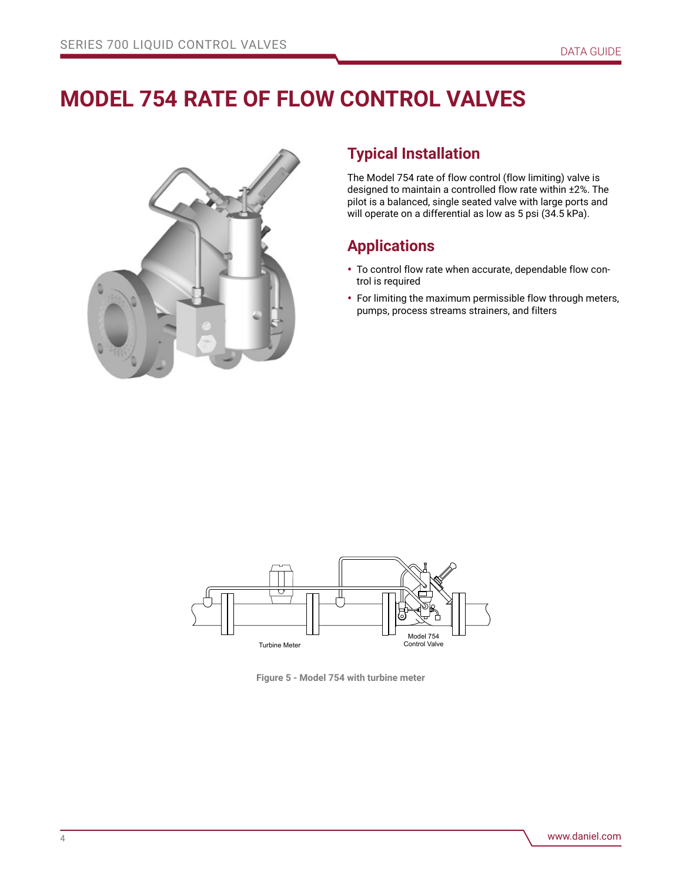# MODEL 754 RATE OF FLOW CONTROL VALVES

## Typical Installation

The Model 754 rate of flow control (flow limiting) valve is designed to maintain a controlled flow rate within ±2%. The pilot is a balanced, single seated valve with large ports and will operate on a differential as low as 5 psi (34.5 kPa).

## Applications

- To control flow rate when accurate, dependable flow control is required
- For limiting the maximum permissible flow through meters, pumps, process streams strainers, and filters

Turbine Meter

Model 754 Control Valve

Figure 5 - Model 754 with turbine meter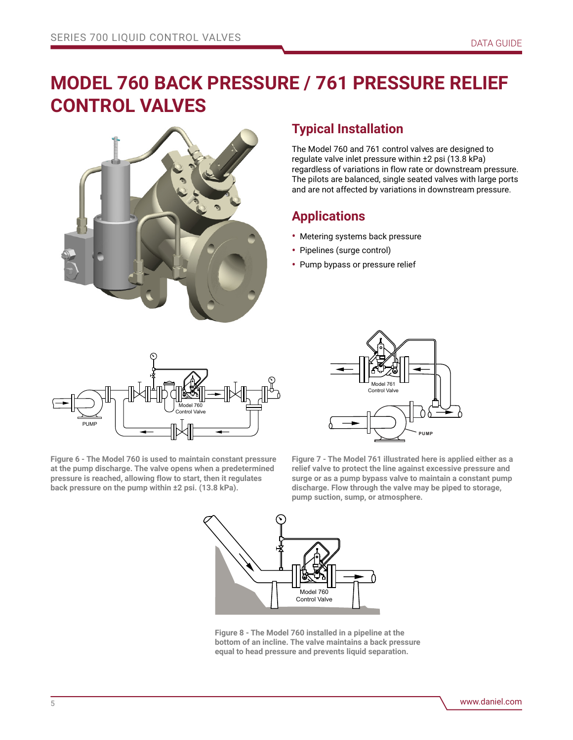# MODEL 760 BACK PRESSURE / 761 PRESSURE RELIEF CONTROL VALVES

## Typical Installation

The Model 760 and 761 control valves are designed to regulate valve inlet pressure within ±2 psi (13.8 kPa) regardless of variations in flow rate or downstream pressure. The pilots are balanced, single seated valves with large ports and are not affected by variations in downstream pressure.

## Applications

- Metering systems back pressure
- Pipelines (surge control)
- Pump bypass or pressure relief

**Figure 6 - The Model 760 is used to maintain constant pressure at the pump discharge. The valve opens when a predetermined pressure is reached, allowing flow to start, then it regulates back pressure on the pump within ±2 psi. (13.8 kPa).**

**Figure 7 - The Model 761 illustrated here is applied either as a relief valve to protect the line against excessive pressure and surge or as a pump bypass valve to maintain a constant pump discharge. Flow through the valve may be piped to storage, pump suction, sump, or atmosphere.**

**Figure 8 - The Model 760 installed in a pipeline at the bottom of an incline. The valve maintains a back pressure equal to head pressure and prevents liquid separation.**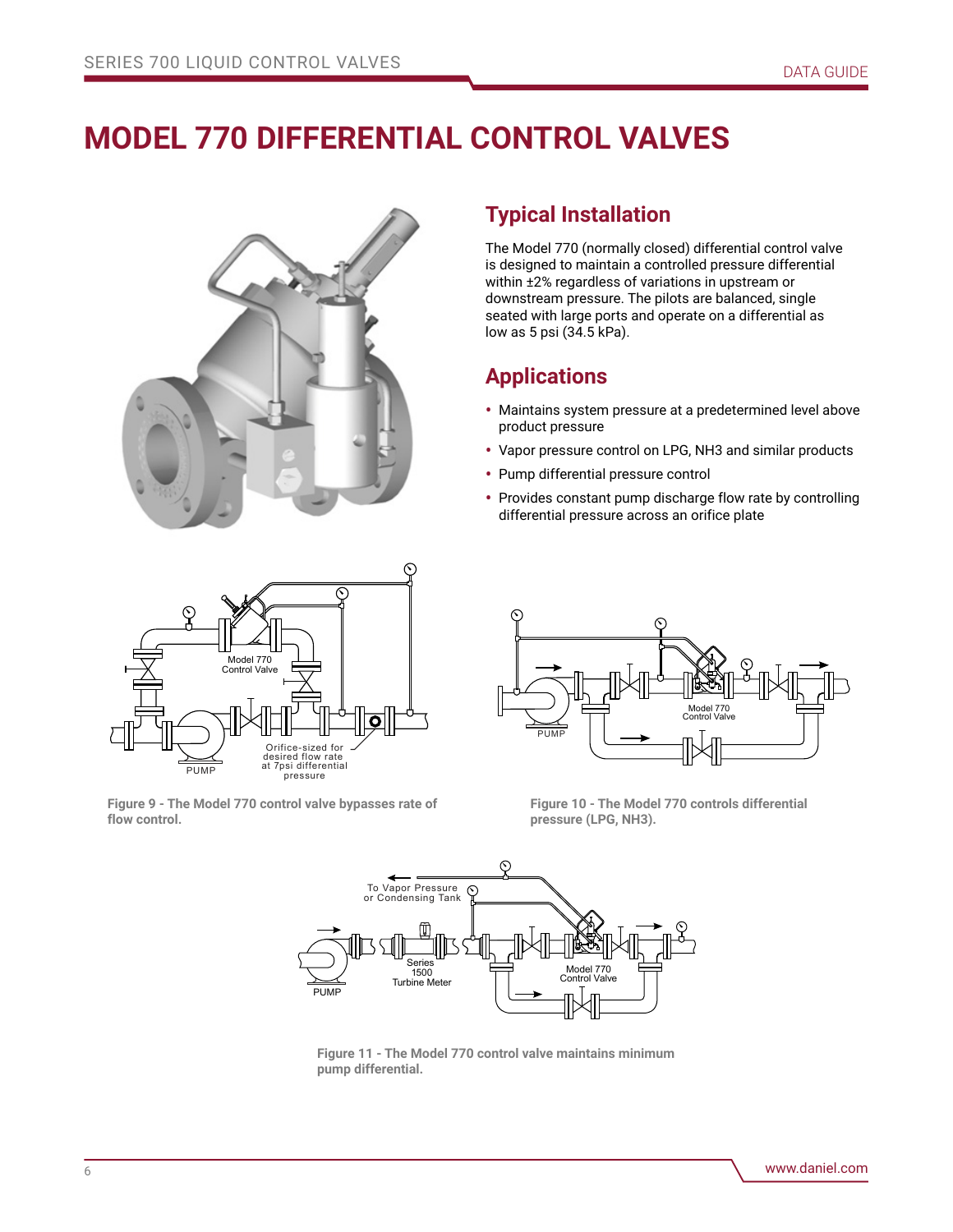# MODEL 770 DIFFERENTIAL CONTROL VALVES

## Typical Installation

The Model 770 (normally closed) differential control valve is designed to maintain a controlled pressure differential within ±2% regardless of variations in upstream or downstream pressure. The pilots are balanced, single seated with large ports and operate on a differential as low as 5 psi (34.5 kPa).

## Applications

- Maintains system pressure at a predetermined level above product pressure
- Vapor pressure control on LPG, NH3 and similar products
- Pump differential pressure control
- Provides constant pump discharge flow rate by controlling differential pressure across an orifice plate

**Figure 9 - The Model 770 control valve bypasses rate of flow control.**

**Figure 10 - The Model 770 controls differential pressure (LPG, NH3).**

**Figure 11 - The Model 770 control valve maintains minimum pump differential.**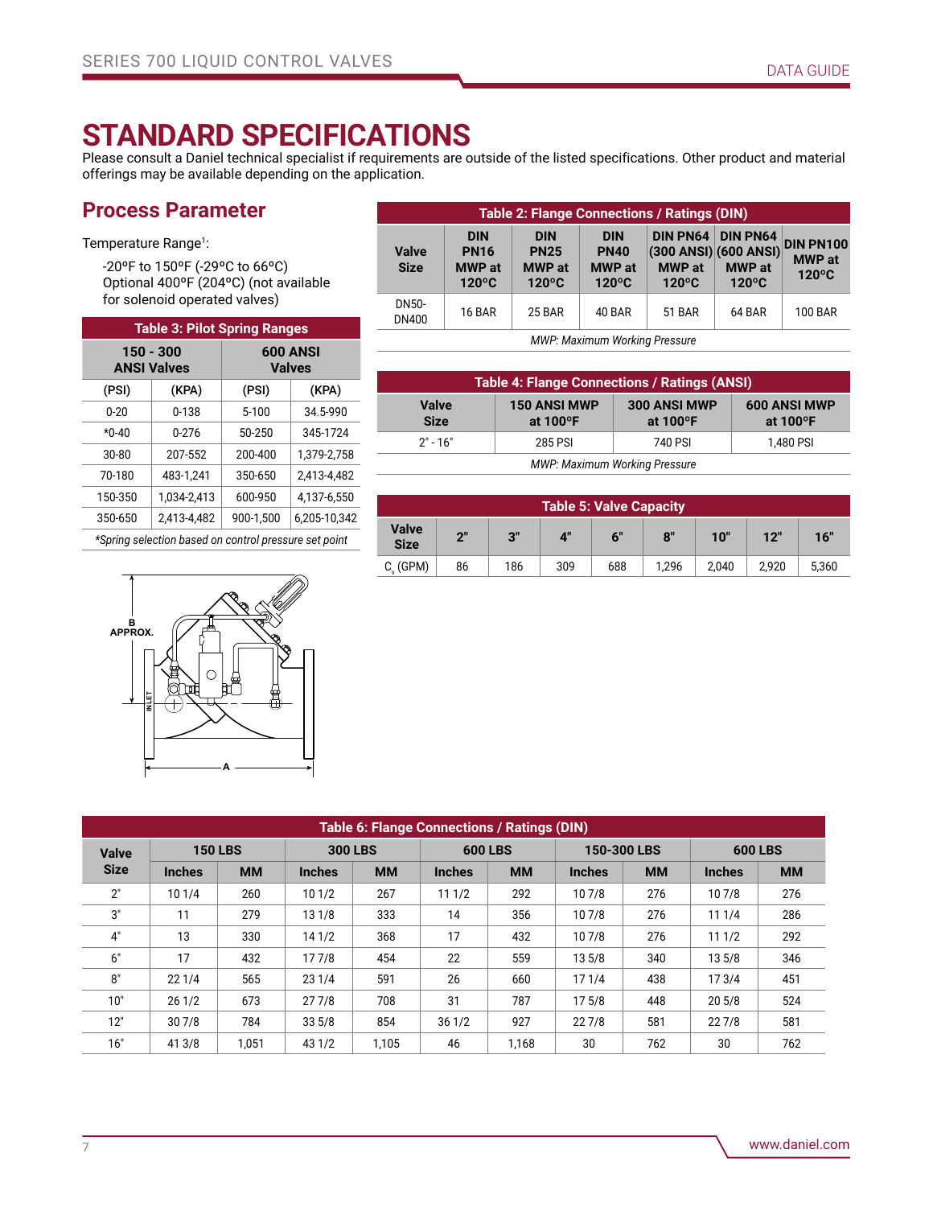# STANDARD SPECIFICATIONS

Please consult a Daniel technical specialist if requirements are outside of the listed specifications. Other product and material offerings may be available depending on the application.

## Process Parameter

Temperature Range[1]:

-20ºF to 150ºF (-29ºC to 66ºC)
Optional 400ºF (204ºC) (not available for solenoid operated valves)

**Table 3: Pilot Spring Ranges**

| 150 - 300 ANSI Valves | | 600 ANSI Valves | |
|---|---|---|---|
| (PSI) | (KPA) | (PSI) | (KPA) |
| 0-20 | 0-138 | 5-100 | 34.5-990 |
| *0-40 | 0-276 | 50-250 | 345-1724 |
| 30-80 | 207-552 | 200-400 | 1,379-2,758 |
| 70-180 | 483-1,241 | 350-650 | 2,413-4,482 |
| 150-350 | 1,034-2,413 | 600-950 | 4,137-6,550 |
| 350-650 | 2,413-4,482 | 900-1,500 | 6,205-10,342 |

*Spring selection based on control pressure set point*

B APPROX.

INLET

A

**Table 2: Flange Connections / Ratings (DIN)**

| Valve Size | DIN PN16 MWP at 120°C | DIN PN25 MWP at 120°C | DIN PN40 MWP at 120°C | DIN PN64 (300 ANSI) MWP at 120°C | DIN PN64 (600 ANSI) MWP at 120°C | DIN PN100 MWP at 120°C |
|---|---|---|---|---|---|---|
| DN50-DN400 | 16 BAR | 25 BAR | 40 BAR | 51 BAR | 64 BAR | 100 BAR |

*MWP: Maximum Working Pressure*

**Table 4: Flange Connections / Ratings (ANSI)**

| Valve Size | 150 ANSI MWP at 100°F | 300 ANSI MWP at 100°F | 600 ANSI MWP at 100°F |
|---|---|---|---|
| 2" - 16" | 285 PSI | 740 PSI | 1,480 PSI |

*MWP: Maximum Working Pressure*

**Table 5: Valve Capacity**

| Valve Size | 2" | 3" | 4" | 6" | 8" | 10" | 12" | 16" |
|---|---|---|---|---|---|---|---|---|
| $C_v$ (GPM) | 86 | 186 | 309 | 688 | 1,296 | 2,040 | 2,920 | 5,360 |

**Table 6: Flange Connections / Ratings (DIN)**

| Valve Size | 150 LBS | | 300 LBS | | 600 LBS | | 150-300 LBS | | 600 LBS | |
|---|---|---|---|---|---|---|---|---|---|---|
| | Inches | MM | Inches | MM | Inches | MM | Inches | MM | Inches | MM |
| 2" | 10 1/4 | 260 | 10 1/2 | 267 | 11 1/2 | 292 | 10 7/8 | 276 | 10 7/8 | 276 |
| 3" | 11 | 279 | 13 1/8 | 333 | 14 | 356 | 10 7/8 | 276 | 11 1/4 | 286 |
| 4" | 13 | 330 | 14 1/2 | 368 | 17 | 432 | 10 7/8 | 276 | 11 1/2 | 292 |
| 6" | 17 | 432 | 17 7/8 | 454 | 22 | 559 | 13 5/8 | 340 | 13 5/8 | 346 |
| 8" | 22 1/4 | 565 | 23 1/4 | 591 | 26 | 660 | 17 1/4 | 438 | 17 3/4 | 451 |
| 10" | 26 1/2 | 673 | 27 7/8 | 708 | 31 | 787 | 17 5/8 | 448 | 20 5/8 | 524 |
| 12" | 30 7/8 | 784 | 33 5/8 | 854 | 36 1/2 | 927 | 22 7/8 | 581 | 22 7/8 | 581 |
| 16" | 41 3/8 | 1,051 | 43 1/2 | 1,105 | 46 | 1,168 | 30 | 762 | 30 | 762 |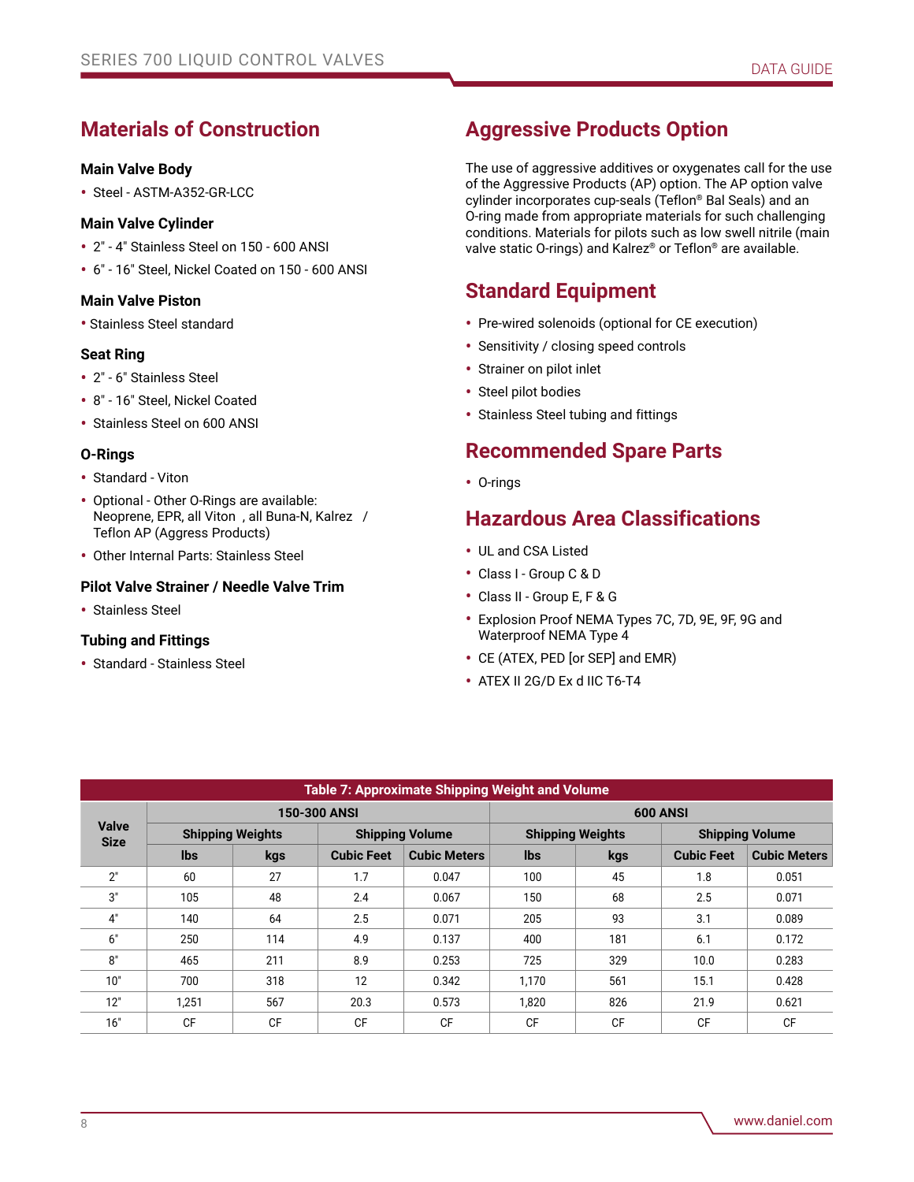## Materials of Construction

### Main Valve Body

- Steel - ASTM-A352-GR-LCC

### Main Valve Cylinder

- 2" - 4" Stainless Steel on 150 - 600 ANSI
- 6" - 16" Steel, Nickel Coated on 150 - 600 ANSI

### Main Valve Piston

- Stainless Steel standard

### Seat Ring

- 2" - 6" Stainless Steel
- 8" - 16" Steel, Nickel Coated
- Stainless Steel on 600 ANSI

### O-Rings

- Standard - Viton
- Optional - Other O-Rings are available: Neoprene, EPR, all Viton , all Buna-N, Kalrez / Teflon AP (Aggress Products)
- Other Internal Parts: Stainless Steel

### Pilot Valve Strainer / Needle Valve Trim

- Stainless Steel

### Tubing and Fittings

- Standard - Stainless Steel

## Aggressive Products Option

The use of aggressive additives or oxygenates call for the use of the Aggressive Products (AP) option. The AP option valve cylinder incorporates cup-seals (Teflon® Bal Seals) and an O-ring made from appropriate materials for such challenging conditions. Materials for pilots such as low swell nitrile (main valve static O-rings) and Kalrez® or Teflon® are available.

## Standard Equipment

- Pre-wired solenoids (optional for CE execution)
- Sensitivity / closing speed controls
- Strainer on pilot inlet
- Steel pilot bodies
- Stainless Steel tubing and fittings

## Recommended Spare Parts

- O-rings

## Hazardous Area Classifications

- UL and CSA Listed
- Class I - Group C & D
- Class II - Group E, F & G
- Explosion Proof NEMA Types 7C, 7D, 9E, 9F, 9G and Waterproof NEMA Type 4
- CE (ATEX, PED [or SEP] and EMR)
- ATEX II 2G/D Ex d IIC T6-T4

**Table 7: Approximate Shipping Weight and Volume**

| Valve Size | 150-300 ANSI | | | | 600 ANSI | | | |
|---|---|---|---|---|---|---|---|---|
| | Shipping Weights | | Shipping Volume | | Shipping Weights | | Shipping Volume | |
| | lbs | kgs | Cubic Feet | Cubic Meters | lbs | kgs | Cubic Feet | Cubic Meters |
| 2" | 60 | 27 | 1.7 | 0.047 | 100 | 45 | 1.8 | 0.051 |
| 3" | 105 | 48 | 2.4 | 0.067 | 150 | 68 | 2.5 | 0.071 |
| 4" | 140 | 64 | 2.5 | 0.071 | 205 | 93 | 3.1 | 0.089 |
| 6" | 250 | 114 | 4.9 | 0.137 | 400 | 181 | 6.1 | 0.172 |
| 8" | 465 | 211 | 8.9 | 0.253 | 725 | 329 | 10.0 | 0.283 |
| 10" | 700 | 318 | 12 | 0.342 | 1,170 | 561 | 15.1 | 0.428 |
| 12" | 1,251 | 567 | 20.3 | 0.573 | 1,820 | 826 | 21.9 | 0.621 |
| 16" | CF | CF | CF | CF | CF | CF | CF | CF |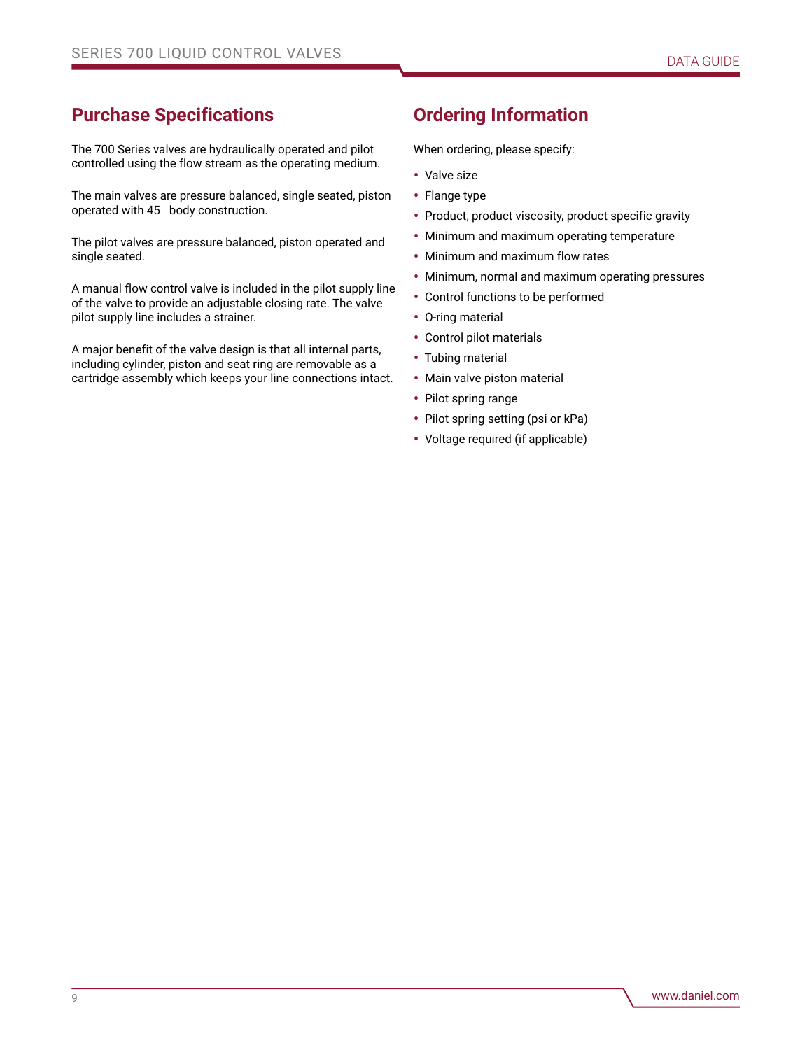## Purchase Specifications

The 700 Series valves are hydraulically operated and pilot controlled using the flow stream as the operating medium.

The main valves are pressure balanced, single seated, piston operated with 45   body construction.

The pilot valves are pressure balanced, piston operated and single seated.

A manual flow control valve is included in the pilot supply line of the valve to provide an adjustable closing rate. The valve pilot supply line includes a strainer.

A major benefit of the valve design is that all internal parts, including cylinder, piston and seat ring are removable as a cartridge assembly which keeps your line connections intact.

## Ordering Information

When ordering, please specify:

- Valve size
- Flange type
- Product, product viscosity, product specific gravity
- Minimum and maximum operating temperature
- Minimum and maximum flow rates
- Minimum, normal and maximum operating pressures
- Control functions to be performed
- O-ring material
- Control pilot materials
- Tubing material
- Main valve piston material
- Pilot spring range
- Pilot spring setting (psi or kPa)
- Voltage required (if applicable)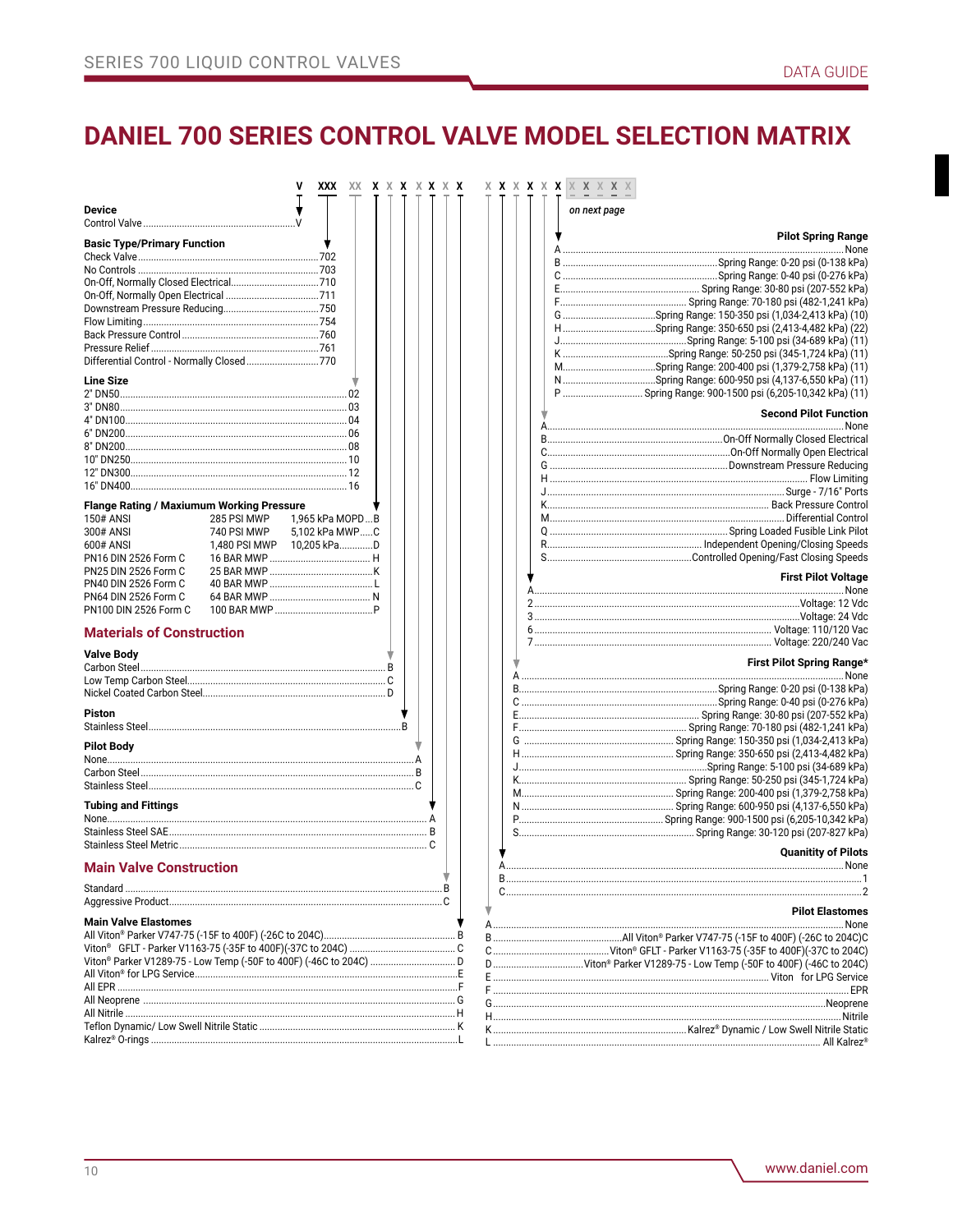# DANIEL 700 SERIES CONTROL VALVE MODEL SELECTION MATRIX

V XXX XX X X X X X X X X   X X X X X X X X X X X X

*on next page*

**Device**

| Option | Code |
|---|---|
| Control Valve | V |

**Basic Type/Primary Function**

| Option | Code |
|---|---|
| Check Valve | 702 |
| No Controls | 703 |
| On-Off, Normally Closed Electrical | 710 |
| On-Off, Normally Open Electrical | 711 |
| Downstream Pressure Reducing | 750 |
| Flow Limiting | 754 |
| Back Pressure Control | 760 |
| Pressure Relief | 761 |
| Differential Control - Normally Closed | 770 |

**Line Size**

| Option | Code |
|---|---|
| 2" DN50 | 02 |
| 3" DN80 | 03 |
| 4" DN100 | 04 |
| 6" DN200 | 06 |
| 8" DN200 | 08 |
| 10" DN250 | 10 |
| 12" DN300 | 12 |
| 16" DN400 | 16 |

**Flange Rating / Maxiumum Working Pressure**

| Option | MWP | | Code |
|---|---|---|---|
| 150# ANSI | 285 PSI MWP | 1,965 kPa MOPD | B |
| 300# ANSI | 740 PSI MWP | 5,102 kPa MWP | C |
| 600# ANSI | 1,480 PSI MWP | 10,205 kPa | D |
| PN16 DIN 2526 Form C | 16 BAR MWP | | H |
| PN25 DIN 2526 Form C | 25 BAR MWP | | K |
| PN40 DIN 2526 Form C | 40 BAR MWP | | L |
| PN64 DIN 2526 Form C | 64 BAR MWP | | N |
| PN100 DIN 2526 Form C | 100 BAR MWP | | P |

## Materials of Construction

**Valve Body**

| Option | Code |
|---|---|
| Carbon Steel | B |
| Low Temp Carbon Steel | C |
| Nickel Coated Carbon Steel | D |

**Piston**

| Option | Code |
|---|---|
| Stainless Steel | B |

**Pilot Body**

| Option | Code |
|---|---|
| None | A |
| Carbon Steel | B |
| Stainless Steel | C |

**Tubing and Fittings**

| Option | Code |
|---|---|
| None | A |
| Stainless Steel SAE | B |
| Stainless Steel Metric | C |

## Main Valve Construction

| Option | Code |
|---|---|
| Standard | B |
| Aggressive Product | C |

**Main Valve Elastomes**

| Option | Code |
|---|---|
| All Viton® Parker V747-75 (-15F to 400F) (-26C to 204C) | B |
| Viton® GFLT - Parker V1163-75 (-35F to 400F)(-37C to 204C) | C |
| Viton® Parker V1289-75 - Low Temp (-50F to 400F) (-46C to 204C) | D |
| All Viton® for LPG Service | E |
| All EPR | F |
| All Neoprene | G |
| All Nitrile | H |
| Teflon Dynamic/ Low Swell Nitrile Static | K |
| Kalrez® O-rings | L |

**Pilot Spring Range**

| Code | Option |
|---|---|
| A | None |
| B | Spring Range: 0-20 psi (0-138 kPa) |
| C | Spring Range: 0-40 psi (0-276 kPa) |
| E | Spring Range: 30-80 psi (207-552 kPa) |
| F | Spring Range: 70-180 psi (482-1,241 kPa) |
| G | Spring Range: 150-350 psi (1,034-2,413 kPa) (10) |
| H | Spring Range: 350-650 psi (2,413-4,482 kPa) (22) |
| J | Spring Range: 5-100 psi (34-689 kPa) (11) |
| K | Spring Range: 50-250 psi (345-1,724 kPa) (11) |
| M | Spring Range: 200-400 psi (1,379-2,758 kPa) (11) |
| N | Spring Range: 600-950 psi (4,137-6,550 kPa) (11) |
| P | Spring Range: 900-1500 psi (6,205-10,342 kPa) (11) |

**Second Pilot Function**

| Code | Option |
|---|---|
| A | None |
| B | On-Off Normally Closed Electrical |
| C | On-Off Normally Open Electrical |
| G | Downstream Pressure Reducing |
| H | Flow Limiting |
| J | Surge - 7/16" Ports |
| K | Back Pressure Control |
| M | Differential Control |
| Q | Spring Loaded Fusible Link Pilot |
| R | Independent Opening/Closing Speeds |
| S | Controlled Opening/Fast Closing Speeds |

**First Pilot Voltage**

| Code | Option |
|---|---|
| A | None |
| 2 | Voltage: 12 Vdc |
| 3 | Voltage: 24 Vdc |
| 6 | Voltage: 110/120 Vac |
| 7 | Voltage: 220/240 Vac |

**First Pilot Spring Range***

| Code | Option |
|---|---|
| A | None |
| B | Spring Range: 0-20 psi (0-138 kPa) |
| C | Spring Range: 0-40 psi (0-276 kPa) |
| E | Spring Range: 30-80 psi (207-552 kPa) |
| F | Spring Range: 70-180 psi (482-1,241 kPa) |
| G | Spring Range: 150-350 psi (1,034-2,413 kPa) |
| H | Spring Range: 350-650 psi (2,413-4,482 kPa) |
| J | Spring Range: 5-100 psi (34-689 kPa) |
| K | Spring Range: 50-250 psi (345-1,724 kPa) |
| M | Spring Range: 200-400 psi (1,379-2,758 kPa) |
| N | Spring Range: 600-950 psi (4,137-6,550 kPa) |
| P | Spring Range: 900-1500 psi (6,205-10,342 kPa) |
| S | Spring Range: 30-120 psi (207-827 kPa) |

**Quantity of Pilots**

| Code | Option |
|---|---|
| A | None |
| B | 1 |
| C | 2 |

**Pilot Elastomes**

| Code | Option |
|---|---|
| A | None |
| B | All Viton® Parker V747-75 (-15F to 400F) (-26C to 204C)C |
| C | Viton® GFLT - Parker V1163-75 (-35F to 400F)(-37C to 204C) |
| D | Viton® Parker V1289-75 - Low Temp (-50F to 400F) (-46C to 204C) |
| E | Viton for LPG Service |
| F | EPR |
| G | Neoprene |
| H | Nitrile |
| K | Kalrez® Dynamic / Low Swell Nitrile Static |
| L | All Kalrez® |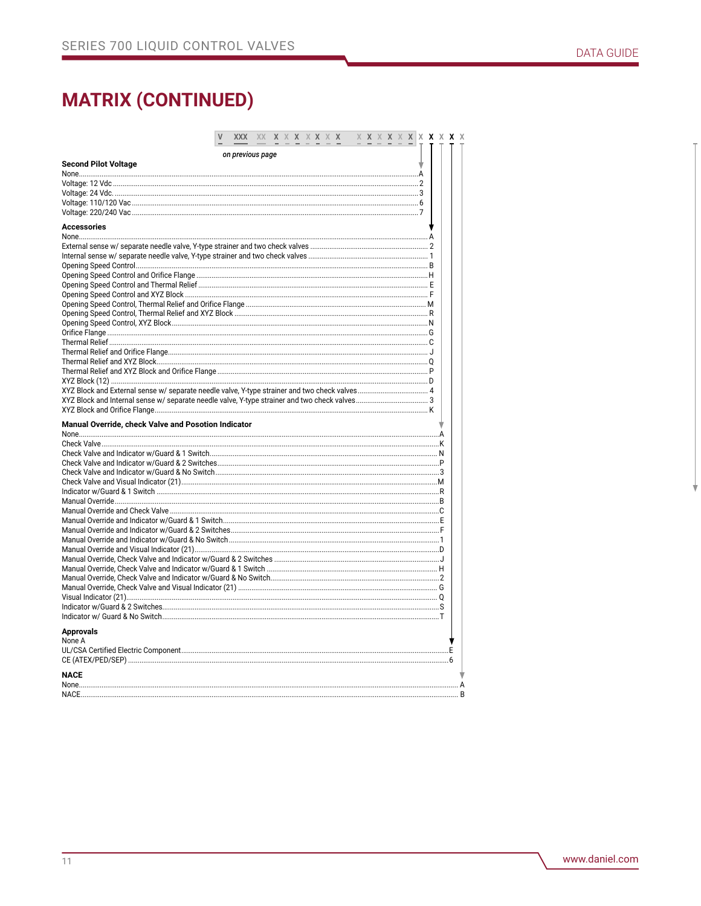# MATRIX (CONTINUED)

V XXX XX X X X X X X X X X X X X X X X X X X

*on previous page*

**Second Pilot Voltage**

| Option | Code |
|---|---|
| None | A |
| Voltage: 12 Vdc | 2 |
| Voltage: 24 Vdc. | 3 |
| Voltage: 110/120 Vac | 6 |
| Voltage: 220/240 Vac | 7 |

**Accessories**

| Option | Code |
|---|---|
| None | A |
| External sense w/ separate needle valve, Y-type strainer and two check valves | 2 |
| Internal sense w/ separate needle valve, Y-type strainer and two check valves | 1 |
| Opening Speed Control | B |
| Opening Speed Control and Orifice Flange | H |
| Opening Speed Control and Thermal Relief | E |
| Opening Speed Control and XYZ Block | F |
| Opening Speed Control, Thermal Relief and Orifice Flange | M |
| Opening Speed Control, Thermal Relief and XYZ Block | R |
| Opening Speed Control, XYZ Block | N |
| Orifice Flange | G |
| Thermal Relief | C |
| Thermal Relief and Orifice Flange | J |
| Thermal Relief and XYZ Block | Q |
| Thermal Relief and XYZ Block and Orifice Flange | P |
| XYZ Block (12) | D |
| XYZ Block and External sense w/ separate needle valve, Y-type strainer and two check valves | 4 |
| XYZ Block and Internal sense w/ separate needle valve, Y-type strainer and two check valves | 3 |
| XYZ Block and Orifice Flange | K |

**Manual Override, check Valve and Posotion Indicator**

| Option | Code |
|---|---|
| None | A |
| Check Valve | K |
| Check Valve and Indicator w/Guard & 1 Switch | N |
| Check Valve and Indicator w/Guard & 2 Switches | P |
| Check Valve and Indicator w/Guard & No Switch | 3 |
| Check Valve and Visual Indicator (21) | M |
| Indicator w/Guard & 1 Switch | R |
| Manual Override | B |
| Manual Override and Check Valve | C |
| Manual Override and Indicator w/Guard & 1 Switch | E |
| Manual Override and Indicator w/Guard & 2 Switches | F |
| Manual Override and Indicator w/Guard & No Switch | 1 |
| Manual Override and Visual Indicator (21) | D |
| Manual Override, Check Valve and Indicator w/Guard & 2 Switches | J |
| Manual Override, Check Valve and Indicator w/Guard & 1 Switch | H |
| Manual Override, Check Valve and Indicator w/Guard & No Switch | 2 |
| Manual Override, Check Valve and Visual Indicator (21) | G |
| Visual Indicator (21) | Q |
| Indicator w/Guard & 2 Switches | S |
| Indicator w/ Guard & No Switch | T |

**Approvals**

| Option | Code |
|---|---|
| None | A |
| UL/CSA Certified Electric Component | E |
| CE (ATEX/PED/SEP) | 6 |

**NACE**

| Option | Code |
|---|---|
| None | A |
| NACE | B |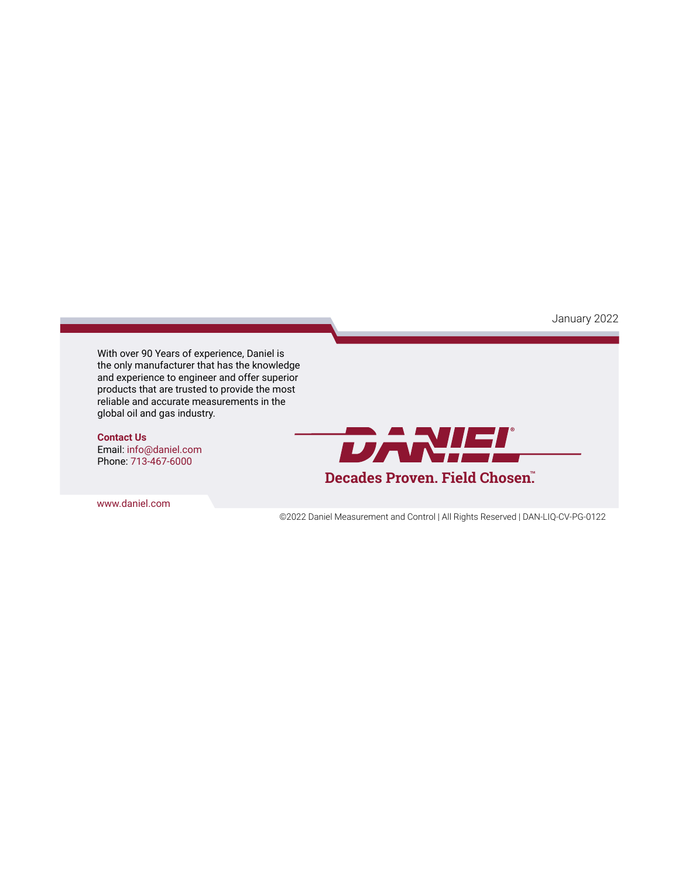January 2022

With over 90 Years of experience, Daniel is the only manufacturer that has the knowledge and experience to engineer and offer superior products that are trusted to provide the most reliable and accurate measurements in the global oil and gas industry.

**Contact Us**
Email: info@daniel.com
Phone: 713-467-6000

DANIEL®

Decades Proven. Field Chosen.™

www.daniel.com

©2022 Daniel Measurement and Control | All Rights Reserved | DAN-LIQ-CV-PG-0122